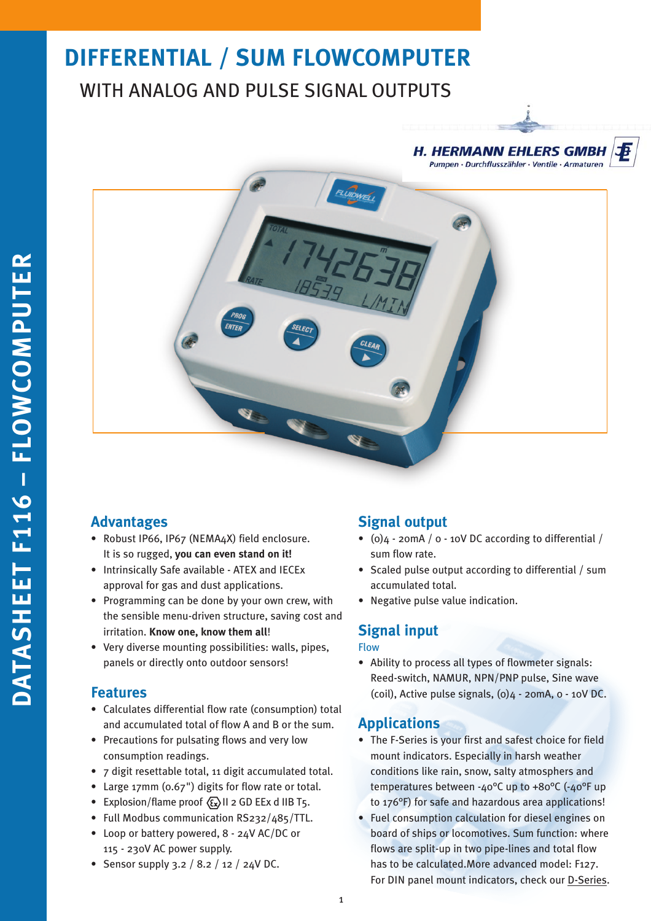# DIFFERENTIAL / SUM FLOWCOMPUTER

## WITH ANALOG AND PULSE SIGNAL OUTPUTS

H. HERMANN EHLERS GMBH
Pumpen · Durchflusszähler · Ventile · Armaturen

DATASHEET F116 – FLOWCOMPUTER

## Advantages

- Robust IP66, IP67 (NEMA4X) field enclosure. It is so rugged, **you can even stand on it!**
- Intrinsically Safe available - ATEX and IECEx approval for gas and dust applications.
- Programming can be done by your own crew, with the sensible menu-driven structure, saving cost and irritation. **Know one, know them all**!
- Very diverse mounting possibilities: walls, pipes, panels or directly onto outdoor sensors!

## Features

- Calculates differential flow rate (consumption) total and accumulated total of flow A and B or the sum.
- Precautions for pulsating flows and very low consumption readings.
- 7 digit resettable total, 11 digit accumulated total.
- Large 17mm (0.67") digits for flow rate or total.
- Explosion/flame proof ⟨Ex⟩ II 2 GD EEx d IIB T5.
- Full Modbus communication RS232/485/TTL.
- Loop or battery powered, 8 - 24V AC/DC or 115 - 230V AC power supply.
- Sensor supply 3.2 / 8.2 / 12 / 24V DC.

## Signal output

- (0)4 - 20mA / 0 - 10V DC according to differential / sum flow rate.
- Scaled pulse output according to differential / sum accumulated total.
- Negative pulse value indication.

## Signal input

Flow

- Ability to process all types of flowmeter signals: Reed-switch, NAMUR, NPN/PNP pulse, Sine wave (coil), Active pulse signals, (0)4 - 20mA, 0 - 10V DC.

## Applications

- The F-Series is your first and safest choice for field mount indicators. Especially in harsh weather conditions like rain, snow, salty atmosphers and temperatures between -40°C up to +80°C (-40°F up to 176°F) for safe and hazardous area applications!
- Fuel consumption calculation for diesel engines on board of ships or locomotives. Sum function: where flows are split-up in two pipe-lines and total flow has to be calculated.More advanced model: F127. For DIN panel mount indicators, check our D-Series.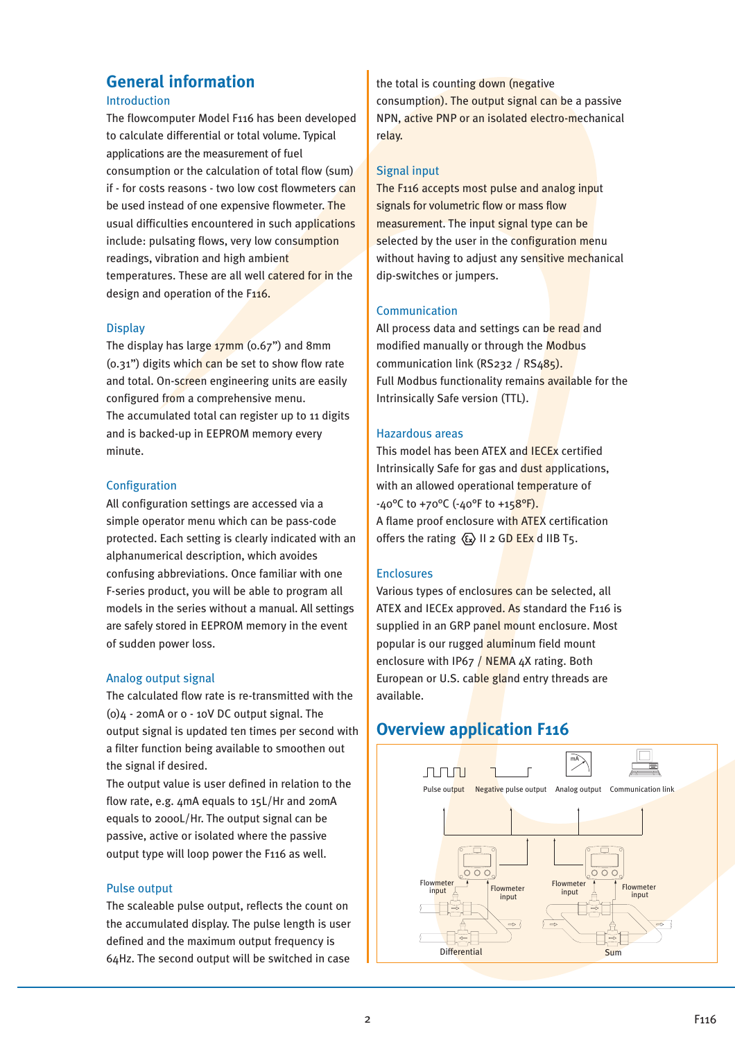# General information

## Introduction

The flowcomputer Model F116 has been developed to calculate differential or total volume. Typical applications are the measurement of fuel consumption or the calculation of total flow (sum) if - for costs reasons - two low cost flowmeters can be used instead of one expensive flowmeter. The usual difficulties encountered in such applications include: pulsating flows, very low consumption readings, vibration and high ambient temperatures. These are all well catered for in the design and operation of the F116.

## Display

The display has large 17mm (0.67") and 8mm (0.31") digits which can be set to show flow rate and total. On-screen engineering units are easily configured from a comprehensive menu.
The accumulated total can register up to 11 digits and is backed-up in EEPROM memory every minute.

## Configuration

All configuration settings are accessed via a simple operator menu which can be pass-code protected. Each setting is clearly indicated with an alphanumerical description, which avoides confusing abbreviations. Once familiar with one F-series product, you will be able to program all models in the series without a manual. All settings are safely stored in EEPROM memory in the event of sudden power loss.

## Analog output signal

The calculated flow rate is re-transmitted with the (0)4 - 20mA or 0 - 10V DC output signal. The output signal is updated ten times per second with a filter function being available to smoothen out the signal if desired.
The output value is user defined in relation to the flow rate, e.g. 4mA equals to 15L/Hr and 20mA equals to 2000L/Hr. The output signal can be passive, active or isolated where the passive output type will loop power the F116 as well.

## Pulse output

The scaleable pulse output, reflects the count on the accumulated display. The pulse length is user defined and the maximum output frequency is 64Hz. The second output will be switched in case the total is counting down (negative consumption). The output signal can be a passive NPN, active PNP or an isolated electro-mechanical relay.

## Signal input

The F116 accepts most pulse and analog input signals for volumetric flow or mass flow measurement. The input signal type can be selected by the user in the configuration menu without having to adjust any sensitive mechanical dip-switches or jumpers.

## Communication

All process data and settings can be read and modified manually or through the Modbus communication link (RS232 / RS485).
Full Modbus functionality remains available for the Intrinsically Safe version (TTL).

## Hazardous areas

This model has been ATEX and IECEx certified Intrinsically Safe for gas and dust applications, with an allowed operational temperature of -40°C to +70°C (-40°F to +158°F).
A flame proof enclosure with ATEX certification offers the rating ⟨Ex⟩ II 2 GD EEx d IIB T5.

## Enclosures

Various types of enclosures can be selected, all ATEX and IECEx approved. As standard the F116 is supplied in an GRP panel mount enclosure. Most popular is our rugged aluminum field mount enclosure with IP67 / NEMA 4X rating. Both European or U.S. cable gland entry threads are available.

# Overview application F116

Pulse output | Negative pulse output | Analog output | Communication link

Flowmeter input | Flowmeter input | Flowmeter input | Flowmeter input

Differential | Sum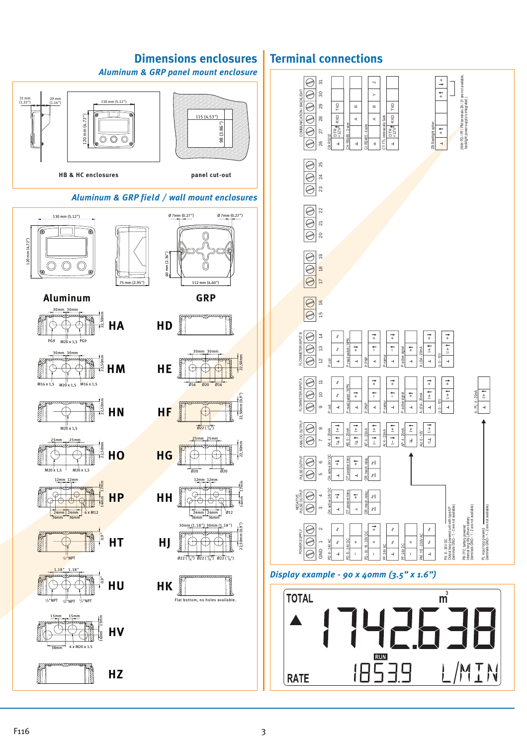# Dimensions enclosures

## Aluminum & GRP panel mount enclosure

31 mm (1.22") — 29 mm (1.14") — 130 mm (5.12") — 120 mm (4.72") — 115 (4.53") — 98 (3.86")

HB & HC enclosures

panel cut-out

## Aluminum & GRP field / wall mount enclosures

130 mm (5.12") — 120 mm (4.72") — 75 mm (2.95") — Ø 7mm (0.27") — Ø 7mm (0.27") — 60 mm (2.36") — 112 mm (4.40")

**Aluminum** — **GRP**

| Aluminum | Details | GRP | Details |
|---|---|---|---|
| **HA** | 30mm 30mm, 22,50mm; PG9, M20 x 1,5, PG9 | **HD** | |
| **HM** | 30mm 30mm, 22,50mm; M16 x 1,5, M20 x 1,5, M16 x 1,5 | **HE** | 30mm 30mm, 22,50mm; Ø16, Ø20, Ø16 |
| **HN** | 22,50mm; M20 x 1,5 | **HF** | 22,50mm (0.9"); Ø22 (7/8") |
| **HO** | 25mm 25mm, 22,50mm; M20 x 1,5, M20 x 1,5 | **HG** | 25mm 25mm, 22,50mm; Ø20, Ø20 |
| **HP** | 12mm 12mm, 17mm, 14mm; 24mm 24mm, 36mm 36mm, 6 x M12 | **HH** | 12mm 12mm, 17mm, 14mm; 24mm 24mm, 36mm 36mm, Ø12 |
| **HT** | 0.9"; 1/2"NPT | **HJ** | 30mm (1.18") 30mm (1.18"), 22,50mm (0.9"); Ø22 (7/8"), Ø22 (7/8"), Ø22 (7/8") |
| **HU** | 1.18" 1.18", 0.9"; 1/2"NPT, 1/2"NPT, 1/2"NPT | **HK** | Flat bottom, no holes available. |
| **HV** | 15mm 15mm, 15mm, 16mm; 38mm, 4 x M20 x 1.5 | | |
| **HZ** | | | |

# Terminal connections

| Group | Terminals | Options |
|---|---|---|
| COMMUNICATION / BACKLIGHT | 26, 27, 28, 29, 30, 31 | CB RS232: ⊥, DTR +12V, RXD, TXD; CH RS485 - 2 wire: ⊥, A, B; CI RS485 - 4 wire: ⊥, A, B, Y, Z; CT TTL Intrinsically Safe: ⊥, DTR +12V, RXD, TXD; ZB Backlight option: ⊥, +, + (With PD / PF / PM terminals 28 / 31 are not available, backlight power supply is integrated.) |
| | 23, 24, 25 | |
| | 20, 21, 22 | |
| | 17, 18, 19 | |
| | 15, 16 | |
| FLOWMETER INPUT B | 12, 13, 14 | P coil; P reed switch / NPN; P PNP; P namur; P active signal; A (0)4 - 20mA; U 0 - 10V |
| FLOWMETER INPUT A | 9, 10, 11 | P coil; P reed switch / NPN; P PNP; P namur; P active signal; A (0)4 - 20mA; U 0 - 10V; A - PL 4 - 20mA |
| ANALOG OUTPUT | 7, 8 | AA 4 - 20mA; AB 0 - 20mA; AF 4 - 20mA; AI 4 - 20mA; AP 4 - 20mA; AU 0 - 10V |
| PULSE OUTPUT | 5, 6 | OA active 24V DC; OT passive trans.; OR mech. relay |
| NEGATIVE PULSE OUTPUT | 3, 4 | OA active 24V DC; OT passive trans.; OR mech. relay |
| POWER SUPPLY | GND, 1, 2 | PD 8 - 24V AC; PD 8 - 24V DC; PD - XI 16 - 30V DC; PF 24V AC; PF 24V DC; PM 115 - 230V AC |

PX 8 - 30V DC Output loop powered unit with type AP (terminals GND - 1 - 2 are not available)

PB / PC battery powered Internal long life Lithium battery (terminals GND - 1 - 2 are not available)

PL input loop powered (terminals GND - 1 - 2 are not available)

## Display example - 90 x 40mm (3.5" x 1.6")

TOTAL 1742638 m³

RUN

RATE 1853.9 L/MIN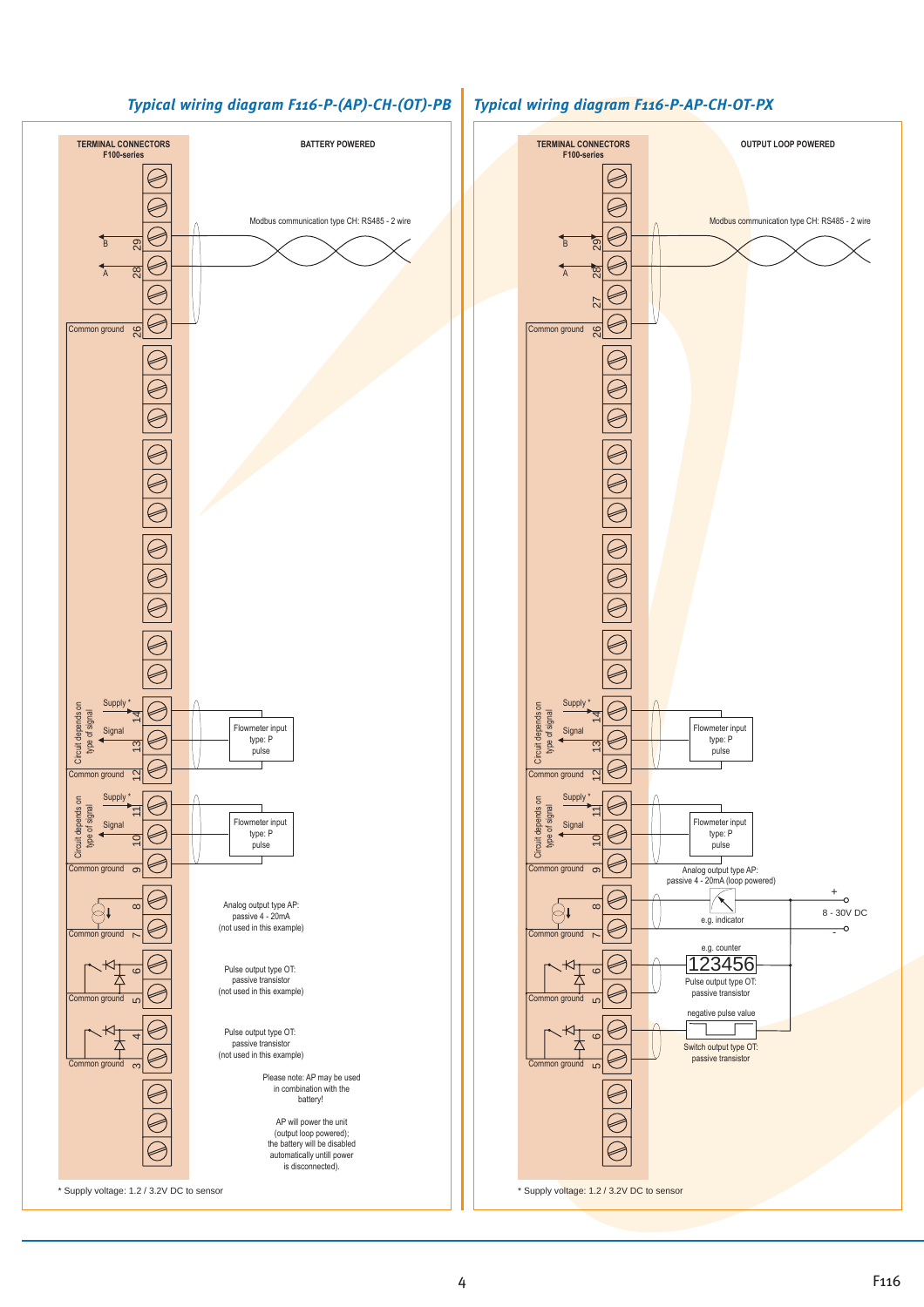## Typical wiring diagram F116-P-(AP)-CH-(OT)-PB

TERMINAL CONNECTORS
F100-series

BATTERY POWERED

Modbus communication type CH: RS485 - 2 wire

B 29

A 28

Common ground 26

Circuit depends on type of signal

Supply * 14

Signal 13

Common ground 12

Flowmeter input type: P pulse

Circuit depends on type of signal

Supply * 11

Signal 10

Common ground 9

Flowmeter input type: P pulse

8

Common ground 7

Analog output type AP: passive 4 - 20mA (not used in this example)

6

Common ground 5

Pulse output type OT: passive transistor (not used in this example)

4

Common ground 3

Pulse output type OT: passive transistor (not used in this example)

Please note: AP may be used in combination with the battery!

AP will power the unit (output loop powered); the battery will be disabled automatically untill power is disconnected).

\* Supply voltage: 1.2 / 3.2V DC to sensor

## Typical wiring diagram F116-P-AP-CH-OT-PX

TERMINAL CONNECTORS
F100-series

OUTPUT LOOP POWERED

Modbus communication type CH: RS485 - 2 wire

B 29

A 28

27

Common ground 26

Circuit depends on type of signal

Supply * 14

Signal 13

Common ground 12

Flowmeter input type: P pulse

Circuit depends on type of signal

Supply * 11

Signal 10

Common ground 9

Flowmeter input type: P pulse

Analog output type AP: passive 4 - 20mA (loop powered)

8

Common ground 7

e.g. indicator

+

8 - 30V DC

-

e.g. counter

123456

6

Common ground 5

Pulse output type OT: passive transistor

negative pulse value

6

Common ground 5

Switch output type OT: passive transistor

\* Supply voltage: 1.2 / 3.2V DC to sensor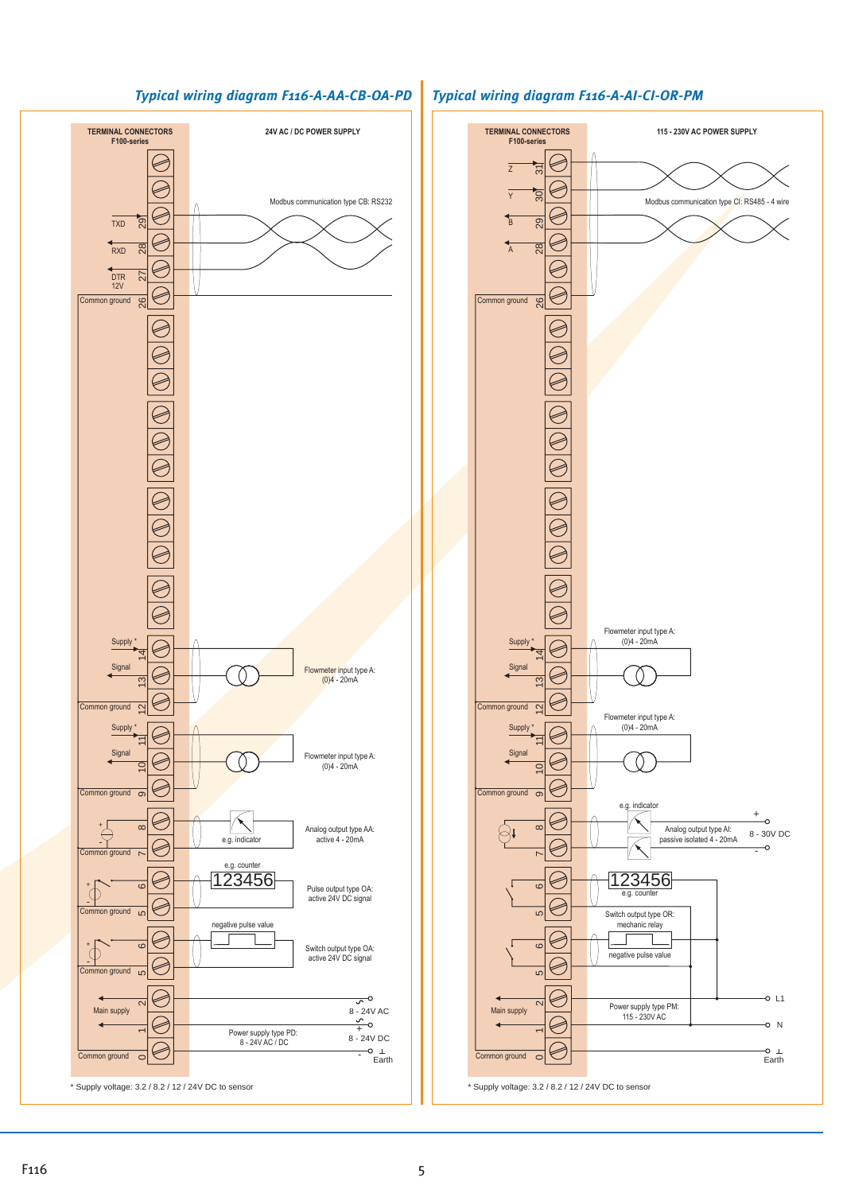## Typical wiring diagram F116-A-AA-CB-OA-PD

TERMINAL CONNECTORS
F100-series

24V AC / DC POWER SUPPLY

Modbus communication type CB: RS232

TXD 29
RXD 28
DTR 12V 27
Common ground 26

Supply * 14
Signal 13
Common ground 12

Flowmeter input type A: (0)4 - 20mA

Supply * 11
Signal 10
Common ground 9

Flowmeter input type A: (0)4 - 20mA

\+ 8
\- Common ground 7

e.g. indicator

Analog output type AA: active 4 - 20mA

e.g. counter

123456

\+ 6
\- Common ground 5

Pulse output type OA: active 24V DC signal

negative pulse value

\+ 6
\- Common ground 5

Switch output type OA: active 24V DC signal

Main supply 2
1
Common ground 0

Power supply type PD: 8 - 24V AC / DC

8 - 24V AC

\+ 8 - 24V DC

\- Earth

* Supply voltage: 3.2 / 8.2 / 12 / 24V DC to sensor

## Typical wiring diagram F116-A-AI-CI-OR-PM

TERMINAL CONNECTORS
F100-series

115 - 230V AC POWER SUPPLY

Z 31
Y 30
B 29
A 28

Modbus communication type CI: RS485 - 4 wire

Common ground 26

Flowmeter input type A: (0)4 - 20mA

Supply * 14
Signal 13
Common ground 12

Flowmeter input type A: (0)4 - 20mA

Supply * 11
Signal 10
Common ground 9

e.g. indicator

8
7

Analog output type AI: passive isolated 4 - 20mA

\+ 8 - 30V DC -

123456

e.g. counter

6
5

Switch output type OR: mechanic relay

negative pulse value

6
5

Main supply 2
1
Common ground 0

Power supply type PM: 115 - 230V AC

L1
N
Earth

* Supply voltage: 3.2 / 8.2 / 12 / 24V DC to sensor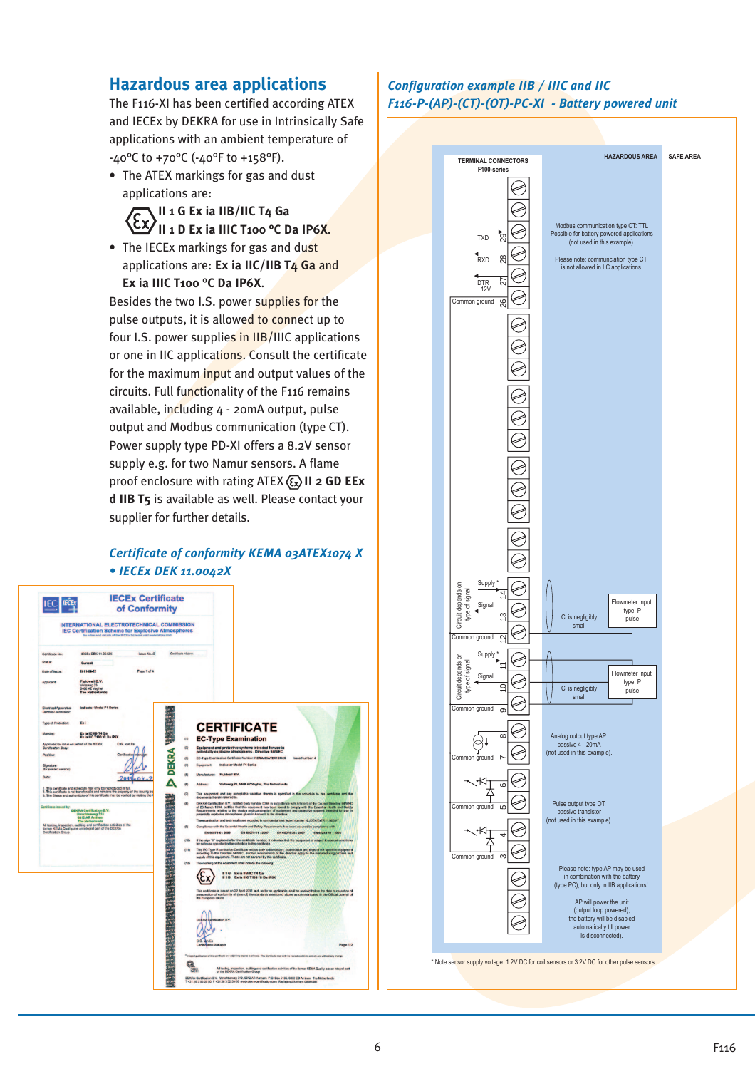## Hazardous area applications

The F116-XI has been certified according ATEX and IECEx by DEKRA for use in Intrinsically Safe applications with an ambient temperature of -40°C to +70°C (-40°F to +158°F).

- The ATEX markings for gas and dust applications are:
  **II 1 G Ex ia IIB/IIC T4 Ga**
  **II 1 D Ex ia IIIC T100 °C Da IP6X.**
- The IECEx markings for gas and dust applications are: **Ex ia IIC/IIB T4 Ga** and **Ex ia IIIC T100 °C Da IP6X.**

Besides the two I.S. power supplies for the pulse outputs, it is allowed to connect up to four I.S. power supplies in IIB/IIIC applications or one in IIC applications. Consult the certificate for the maximum input and output values of the circuits. Full functionality of the F116 remains available, including 4 - 20mA output, pulse output and Modbus communication (type CT). Power supply type PD-XI offers a 8.2V sensor supply e.g. for two Namur sensors. A flame proof enclosure with rating ATEX **II 2 GD EEx d IIB T5** is available as well. Please contact your supplier for further details.

### *Certificate of conformity KEMA 03ATEX1074 X • IECEx DEK 11.0042X*

### *Configuration example IIB / IIIC and IIC F116-P-(AP)-(CT)-(OT)-PC-XI - Battery powered unit*

TERMINAL CONNECTORS F100-series — HAZARDOUS AREA — SAFE AREA

- 29 TXD, 28 RXD, 27 DTR +12V, 26 Common ground: Modbus communication type CT: TTL. Possible for battery powered applications (not used in this example). Please note: communciation type CT is not allowed in IIC applications.
- 14 Supply *, 13 Signal, 12 Common ground (Circuit depends on type of signal): Flowmeter input type: P pulse. Ci is negligibly small.
- 11 Supply *, 10 Signal, 9 Common ground (Circuit depends on type of signal): Flowmeter input type: P pulse. Ci is negligibly small.
- 8, 7 Common ground: Analog output type AP: passive 4 - 20mA (not used in this example).
- 6, 5 Common ground / 4, 3 Common ground: Pulse output type OT: passive transistor (not used in this example).

Please note: type AP may be used in combination with the battery (type PC), but only in IIB applications!

AP will power the unit (output loop powered); the battery will be disabled automatically till power is disconnected).

\* Note sensor supply voltage: 1.2V DC for coil sensors or 3.2V DC for other pulse sensors.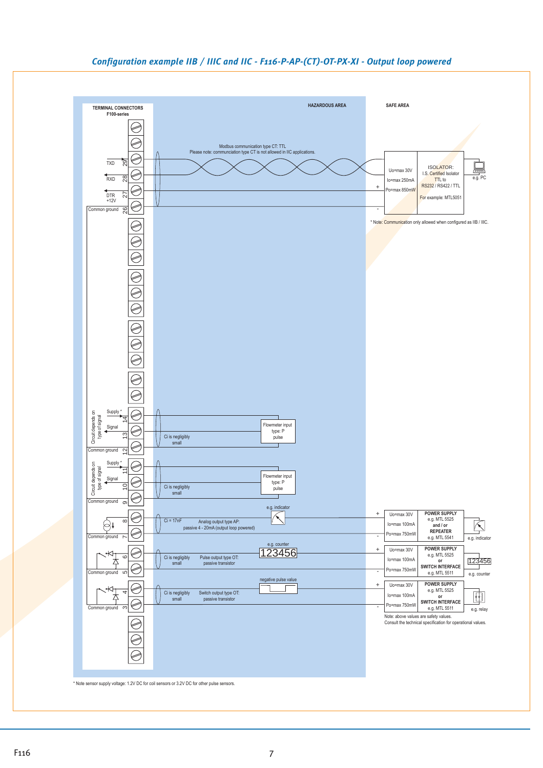# Configuration example IIB / IIIC and IIC - F116-P-AP-(CT)-OT-PX-XI - Output loop powered

TERMINAL CONNECTORS
F100-series

HAZARDOUS AREA

SAFE AREA

Modbus communication type CT: TTL
Please note: communciation type CT is not allowed in IIC applications.

TXD 29

RXD 28

DTR +12V 27

Common ground 26

Uo=max 30V
Io=max 250mA
Po=max 850mW

ISOLATOR:
I.S. Certified Isolator
TTL to
RS232 / RS422 / TTL

For example: MTL5051

e.g. PC

* Note: Communication only allowed when configured as IIB / IIIC.

Circuit depends on type of signal

Supply * 14

Signal 13

Common ground 12

Ci is negligibly small

Flowmeter input type: P pulse

Supply * 11

Signal 10

Common ground 9

Ci is negligibly small

Flowmeter input type: P pulse

8

Common ground 7

e.g. indicator

Ci = 17nF

Analog output type AP:
passive 4 - 20mA (output loop powered)

Uo=max 30V
Io=max 100mA
Po=max 750mW

POWER SUPPLY
e.g. MTL 5525
and / or
REPEATER
e.g. MTL 5541

e.g. indicator

6

Common ground 5

e.g. counter

123456

Ci is negligibly small

Pulse output type OT:
passive transistor

Uo=max 30V
Io=max 100mA
Po=max 750mW

POWER SUPPLY
e.g. MTL 5525
or
SWITCH INTERFACE
e.g. MTL 5511

123456

e.g. counter

4

Common ground 3

negative pulse value

Ci is negligibly small

Switch output type OT:
passive transistor

Uo=max 30V
Io=max 100mA
Po=max 750mW

POWER SUPPLY
e.g. MTL 5525
or
SWITCH INTERFACE
e.g. MTL 5511

e.g. relay

Note: above values are safety values.
Consult the technical specification for operational values.

* Note sensor supply voltage: 1.2V DC for coil sensors or 3.2V DC for other pulse sensors.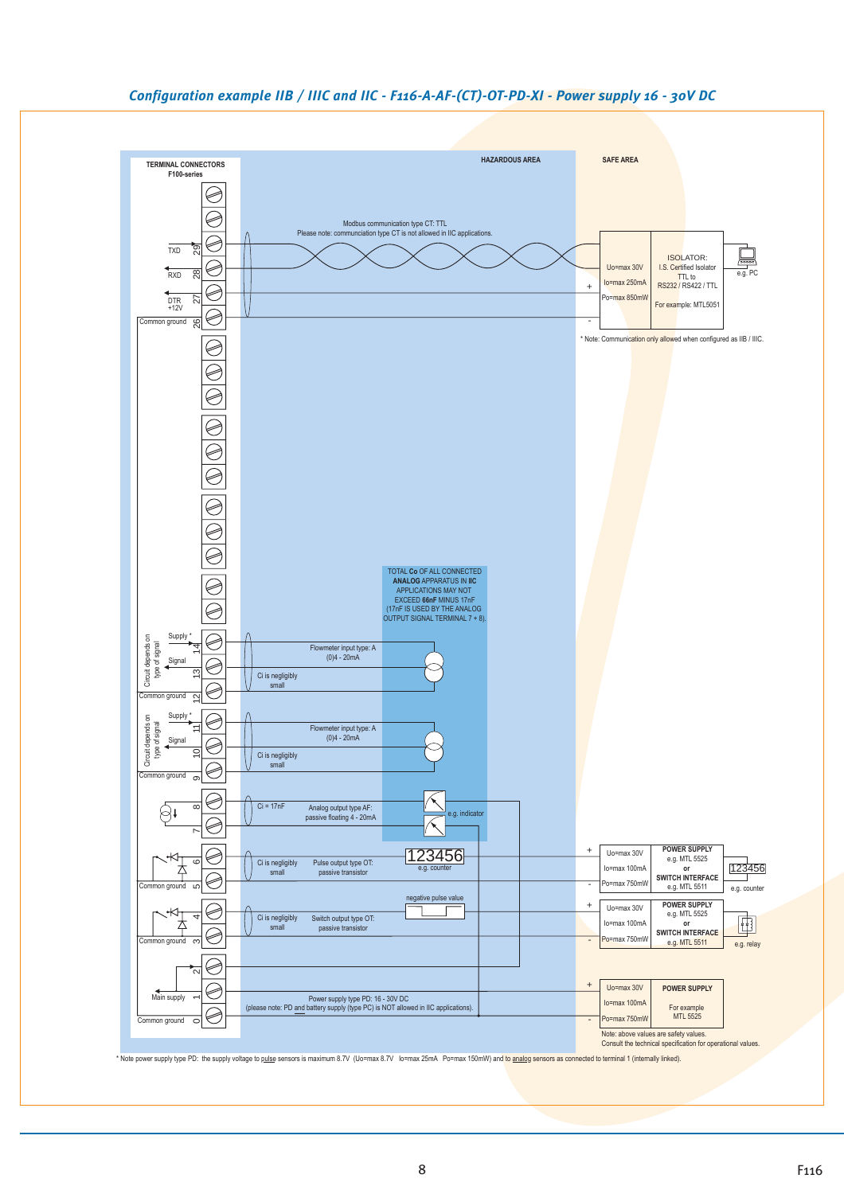## Configuration example IIB / IIIC and IIC - F116-A-AF-(CT)-OT-PD-XI - Power supply 16 - 30V DC

TERMINAL CONNECTORS
F100-series

HAZARDOUS AREA

SAFE AREA

TXD 29

RXD 28

DTR +12V 27

Common ground 26

Modbus communication type CT: TTL
Please note: communciation type CT is not allowed in IIC applications.

Uo=max 30V
Io=max 250mA
Po=max 850mW

ISOLATOR:
I.S. Certified Isolator
TTL to
RS232 / RS422 / TTL

For example: MTL5051

e.g. PC

* Note: Communication only allowed when configured as IIB / IIIC.

TOTAL **Co** OF ALL CONNECTED **ANALOG** APPARATUS IN **IIC** APPLICATIONS MAY NOT EXCEED **66nF** MINUS 17nF (17nF IS USED BY THE ANALOG OUTPUT SIGNAL TERMINAL 7 + 8).

Circuit depends on type of signal

Supply * 14

Signal 13

Common ground 12

Flowmeter input type: A
(0)4 - 20mA

Ci is negligibly small

Circuit depends on type of signal

Supply * 11

Signal 10

Common ground 9

Flowmeter input type: A
(0)4 - 20mA

Ci is negligibly small

8

7

Ci = 17nF

Analog output type AF:
passive floating 4 - 20mA

e.g. indicator

6

Common ground 5

Ci is negligibly small

Pulse output type OT:
passive transistor

123456
e.g. counter

Uo=max 30V
Io=max 100mA
Po=max 750mW

POWER SUPPLY
e.g. MTL 5525
or
SWITCH INTERFACE
e.g. MTL 5511

123456
e.g. counter

4

Common ground 3

negative pulse value

Ci is negligibly small

Switch output type OT:
passive transistor

Uo=max 30V
Io=max 100mA
Po=max 750mW

POWER SUPPLY
e.g. MTL 5525
or
SWITCH INTERFACE
e.g. MTL 5511

e.g. relay

2

Main supply 1

Common ground 0

Power supply type PD: 16 - 30V DC
(please note: PD and battery supply (type PC) is NOT allowed in IIC applications).

Uo=max 30V
Io=max 100mA
Po=max 750mW

POWER SUPPLY

For example
MTL 5525

Note: above values are safety values.
Consult the technical specification for operational values.

* Note power supply type PD: the supply voltage to pulse sensors is maximum 8.7V (Uo=max 8.7V Io=max 25mA Po=max 150mW) and to analog sensors as connected to terminal 1 (internally linked).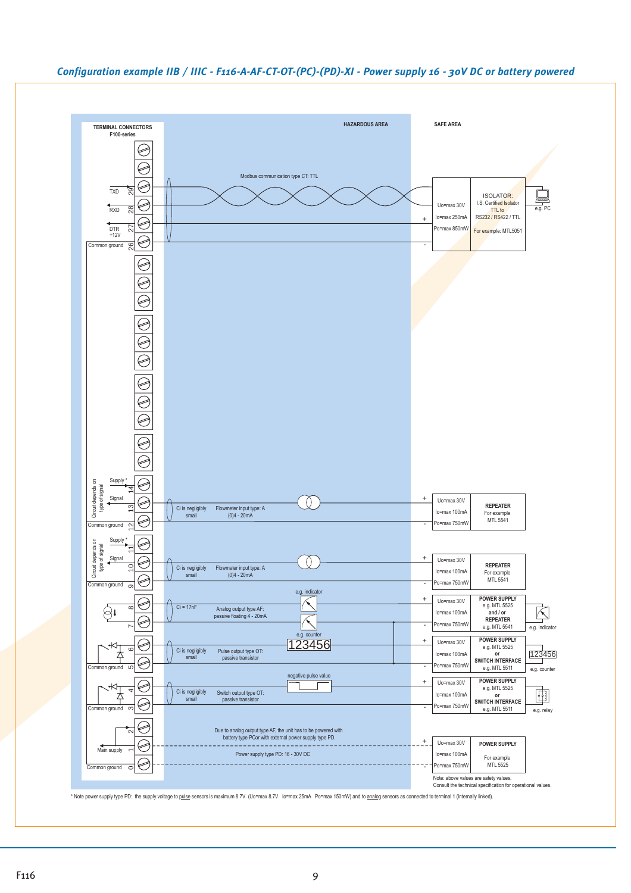*Configuration example IIB / IIIC - F116-A-AF-CT-OT-(PC)-(PD)-XI - Power supply 16 - 30V DC or battery powered*

TERMINAL CONNECTORS F100-series

HAZARDOUS AREA

SAFE AREA

Modbus communication type CT: TTL

TXD 29
RXD 28
DTR +12V 27
Common ground 26

Uo=max 30V
Io=max 250mA
Po=max 850mW

ISOLATOR:
I.S. Certified Isolator
TTL to
RS232 / RS422 / TTL
For example: MTL5051

e.g. PC

Circuit depends on type of signal

Supply * 14
Signal 13
Common ground 12

Ci is negligibly small
Flowmeter input type: A
(0)4 - 20mA

Uo=max 30V
Io=max 100mA
Po=max 750mW

REPEATER
For example
MTL 5541

Supply * 11
Signal 10
Common ground 9

Ci is negligibly small
Flowmeter input type: A
(0)4 - 20mA

Uo=max 30V
Io=max 100mA
Po=max 750mW

REPEATER
For example
MTL 5541

8
7

e.g. indicator

Ci = 17nF
Analog output type AF:
passive floating 4 - 20mA

Uo=max 30V
Io=max 100mA
Po=max 750mW

POWER SUPPLY
e.g. MTL 5525
and / or
REPEATER
e.g. MTL 5541

e.g. indicator

6
Common ground 5

e.g. counter
123456

Ci is negligibly small
Pulse output type OT:
passive transistor

Uo=max 30V
Io=max 100mA
Po=max 750mW

POWER SUPPLY
e.g. MTL 5525
or
SWITCH INTERFACE
e.g. MTL 5511

123456
e.g. counter

4
Common ground 3

negative pulse value

Ci is negligibly small
Switch output type OT:
passive transistor

Uo=max 30V
Io=max 100mA
Po=max 750mW

POWER SUPPLY
e.g. MTL 5525
or
SWITCH INTERFACE
e.g. MTL 5511

e.g. relay

2
Main supply 1
Common ground 0

Due to analog output type AF, the unit has to be powered with battery type PCor with external power supply type PD.

Power supply type PD: 16 - 30V DC

Uo=max 30V
Io=max 100mA
Po=max 750mW

POWER SUPPLY
For example
MTL 5525

Note: above values are safety values.
Consult the technical specification for operational values.

\* Note power supply type PD: the supply voltage to pulse sensors is maximum 8.7V (Uo=max 8.7V Io=max 25mA Po=max 150mW) and to analog sensors as connected to terminal 1 (internally linked).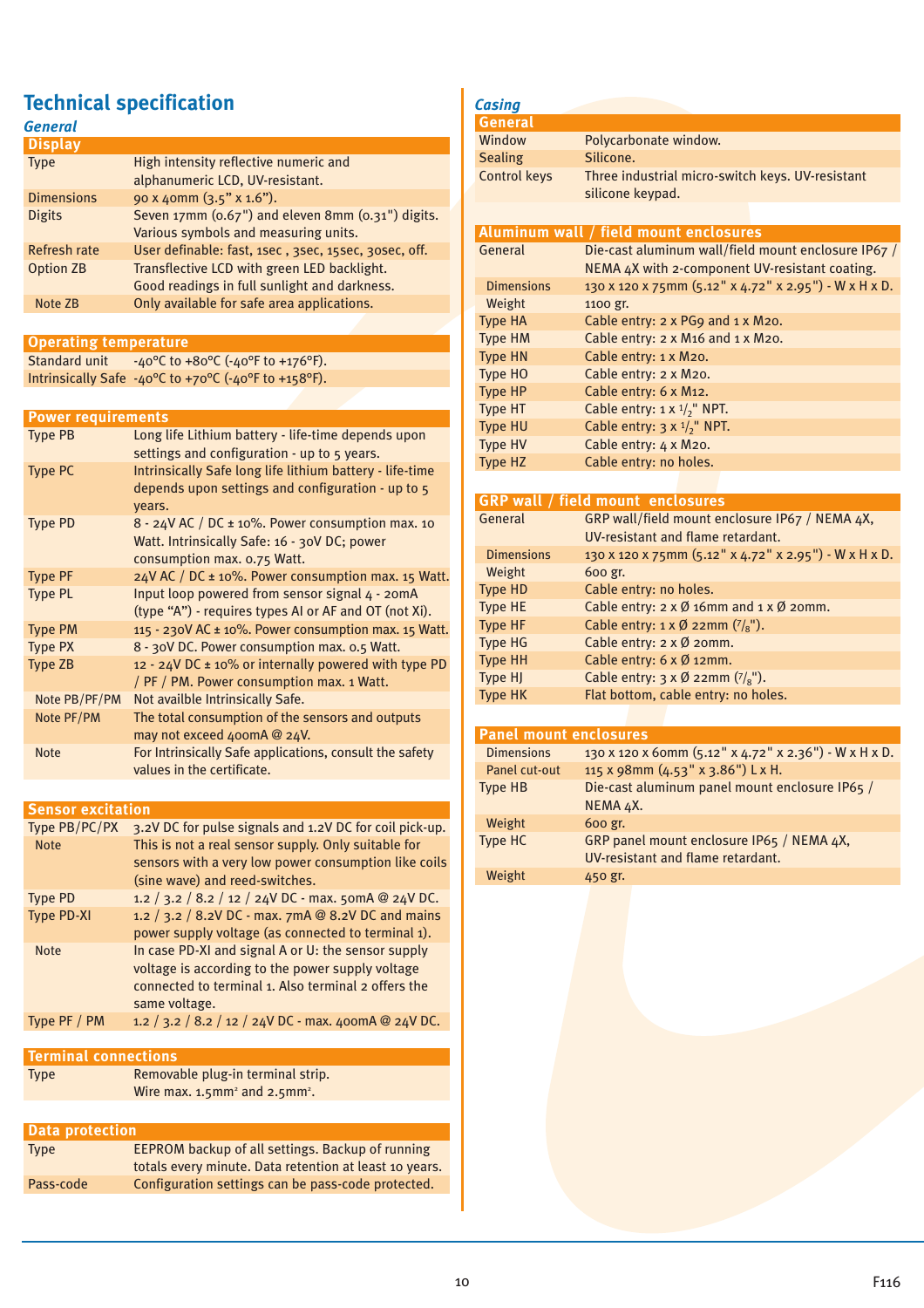# Technical specification

## General

| Display | |
|---|---|
| Type | High intensity reflective numeric and alphanumeric LCD, UV-resistant. |
| Dimensions | 90 x 40mm (3.5" x 1.6"). |
| Digits | Seven 17mm (0.67") and eleven 8mm (0.31") digits. Various symbols and measuring units. |
| Refresh rate | User definable: fast, 1sec , 3sec, 15sec, 30sec, off. |
| Option ZB | Transflective LCD with green LED backlight. Good readings in full sunlight and darkness. |
| Note ZB | Only available for safe area applications. |

| Operating temperature | |
|---|---|
| Standard unit | -40°C to +80°C (-40°F to +176°F). |
| Intrinsically Safe | -40°C to +70°C (-40°F to +158°F). |

| Power requirements | |
|---|---|
| Type PB | Long life Lithium battery - life-time depends upon settings and configuration - up to 5 years. |
| Type PC | Intrinsically Safe long life lithium battery - life-time depends upon settings and configuration - up to 5 years. |
| Type PD | 8 - 24V AC / DC ± 10%. Power consumption max. 10 Watt. Intrinsically Safe: 16 - 30V DC; power consumption max. 0.75 Watt. |
| Type PF | 24V AC / DC ± 10%. Power consumption max. 15 Watt. |
| Type PL | Input loop powered from sensor signal 4 - 20mA (type “A”) - requires types AI or AF and OT (not Xi). |
| Type PM | 115 - 230V AC ± 10%. Power consumption max. 15 Watt. |
| Type PX | 8 - 30V DC. Power consumption max. 0.5 Watt. |
| Type ZB | 12 - 24V DC ± 10% or internally powered with type PD / PF / PM. Power consumption max. 1 Watt. |
| Note PB/PF/PM | Not availble Intrinsically Safe. |
| Note PF/PM | The total consumption of the sensors and outputs may not exceed 400mA @ 24V. |
| Note | For Intrinsically Safe applications, consult the safety values in the certificate. |

| Sensor excitation | |
|---|---|
| Type PB/PC/PX | 3.2V DC for pulse signals and 1.2V DC for coil pick-up. |
| Note | This is not a real sensor supply. Only suitable for sensors with a very low power consumption like coils (sine wave) and reed-switches. |
| Type PD | 1.2 / 3.2 / 8.2 / 12 / 24V DC - max. 50mA @ 24V DC. |
| Type PD-XI | 1.2 / 3.2 / 8.2V DC - max. 7mA @ 8.2V DC and mains power supply voltage (as connected to terminal 1). |
| Note | In case PD-XI and signal A or U: the sensor supply voltage is according to the power supply voltage connected to terminal 1. Also terminal 2 offers the same voltage. |
| Type PF / PM | 1.2 / 3.2 / 8.2 / 12 / 24V DC - max. 400mA @ 24V DC. |

| Terminal connections | |
|---|---|
| Type | Removable plug-in terminal strip. Wire max. 1.5mm² and 2.5mm². |

| Data protection | |
|---|---|
| Type | EEPROM backup of all settings. Backup of running totals every minute. Data retention at least 10 years. |
| Pass-code | Configuration settings can be pass-code protected. |

## Casing

| General | |
|---|---|
| Window | Polycarbonate window. |
| Sealing | Silicone. |
| Control keys | Three industrial micro-switch keys. UV-resistant silicone keypad. |

| Aluminum wall / field mount enclosures | |
|---|---|
| General | Die-cast aluminum wall/field mount enclosure IP67 / NEMA 4X with 2-component UV-resistant coating. |
| Dimensions | 130 x 120 x 75mm (5.12" x 4.72" x 2.95") - W x H x D. |
| Weight | 1100 gr. |
| Type HA | Cable entry: 2 x PG9 and 1 x M20. |
| Type HM | Cable entry: 2 x M16 and 1 x M20. |
| Type HN | Cable entry: 1 x M20. |
| Type HO | Cable entry: 2 x M20. |
| Type HP | Cable entry: 6 x M12. |
| Type HT | Cable entry: 1 x 1/2" NPT. |
| Type HU | Cable entry: 3 x 1/2" NPT. |
| Type HV | Cable entry: 4 x M20. |
| Type HZ | Cable entry: no holes. |

| GRP wall / field mount enclosures | |
|---|---|
| General | GRP wall/field mount enclosure IP67 / NEMA 4X, UV-resistant and flame retardant. |
| Dimensions | 130 x 120 x 75mm (5.12" x 4.72" x 2.95") - W x H x D. |
| Weight | 600 gr. |
| Type HD | Cable entry: no holes. |
| Type HE | Cable entry: 2 x Ø 16mm and 1 x Ø 20mm. |
| Type HF | Cable entry: 1 x Ø 22mm (7/8"). |
| Type HG | Cable entry: 2 x Ø 20mm. |
| Type HH | Cable entry: 6 x Ø 12mm. |
| Type HJ | Cable entry: 3 x Ø 22mm (7/8"). |
| Type HK | Flat bottom, cable entry: no holes. |

| Panel mount enclosures | |
|---|---|
| Dimensions | 130 x 120 x 60mm (5.12" x 4.72" x 2.36") - W x H x D. |
| Panel cut-out | 115 x 98mm (4.53" x 3.86") L x H. |
| Type HB | Die-cast aluminum panel mount enclosure IP65 / NEMA 4X. |
| Weight | 600 gr. |
| Type HC | GRP panel mount enclosure IP65 / NEMA 4X, UV-resistant and flame retardant. |
| Weight | 450 gr. |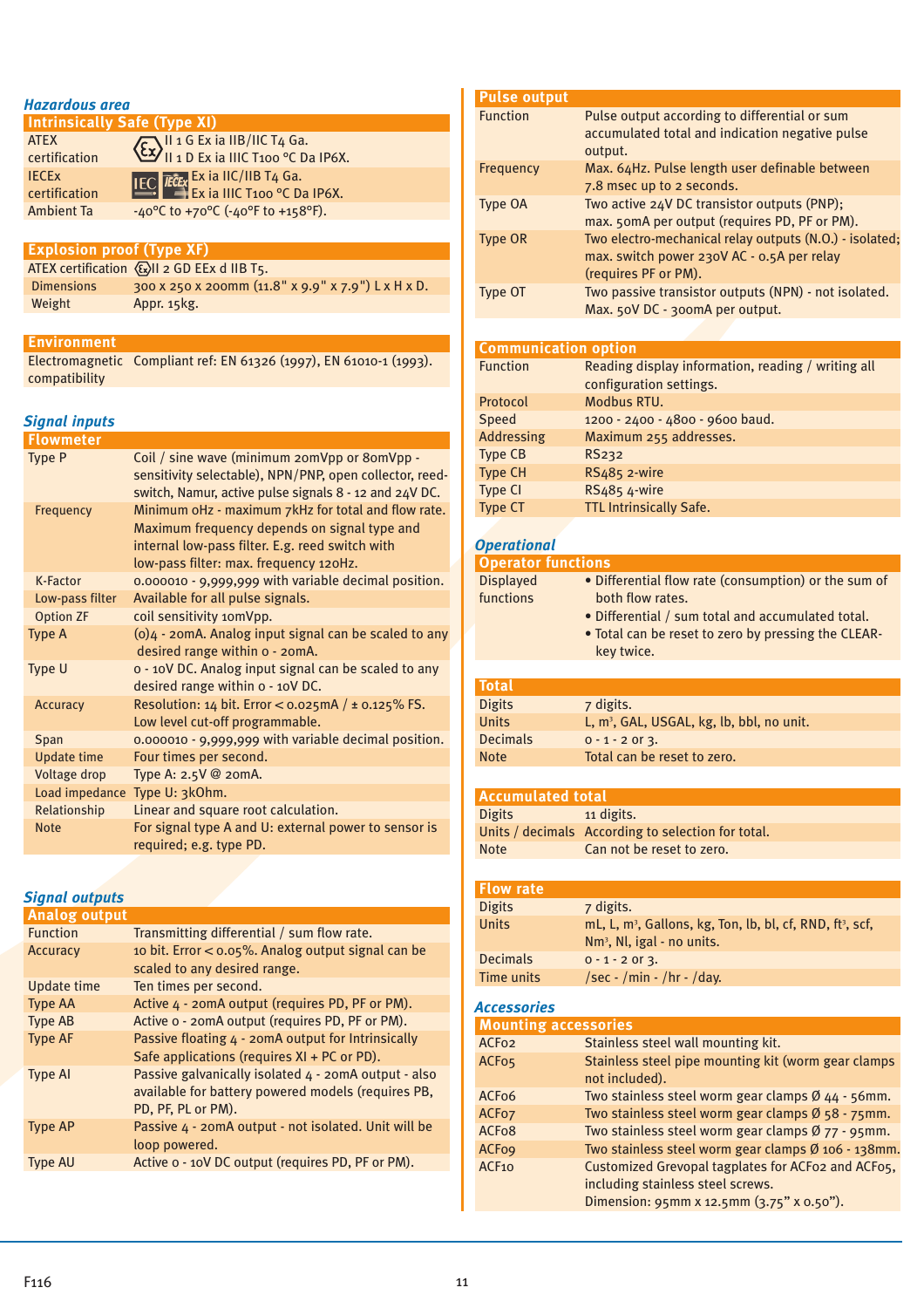## Hazardous area

### Intrinsically Safe (Type XI)

| | |
|---|---|
| ATEX certification | II 1 G Ex ia IIB/IIC T4 Ga. II 1 D Ex ia IIIC T100 °C Da IP6X. |
| IECEx certification | Ex ia IIC/IIB T4 Ga. Ex ia IIIC T100 °C Da IP6X. |
| Ambient Ta | -40°C to +70°C (-40°F to +158°F). |

### Explosion proof (Type XF)

| | |
|---|---|
| ATEX certification | II 2 GD EEx d IIB T5. |
| Dimensions | 300 x 250 x 200mm (11.8" x 9.9" x 7.9") L x H x D. |
| Weight | Appr. 15kg. |

### Environment

| | |
|---|---|
| Electromagnetic compatibility | Compliant ref: EN 61326 (1997), EN 61010-1 (1993). |

## Signal inputs

### Flowmeter

| | |
|---|---|
| Type P | Coil / sine wave (minimum 20mVpp or 80mVpp - sensitivity selectable), NPN/PNP, open collector, reed-switch, Namur, active pulse signals 8 - 12 and 24V DC. |
| Frequency | Minimum 0Hz - maximum 7kHz for total and flow rate. Maximum frequency depends on signal type and internal low-pass filter. E.g. reed switch with low-pass filter: max. frequency 120Hz. |
| K-Factor | 0.000010 - 9,999,999 with variable decimal position. |
| Low-pass filter | Available for all pulse signals. |
| Option ZF | coil sensitivity 10mVpp. |
| Type A | (0)4 - 20mA. Analog input signal can be scaled to any desired range within 0 - 20mA. |
| Type U | 0 - 10V DC. Analog input signal can be scaled to any desired range within 0 - 10V DC. |
| Accuracy | Resolution: 14 bit. Error < 0.025mA / ± 0.125% FS. Low level cut-off programmable. |
| Span | 0.000010 - 9,999,999 with variable decimal position. |
| Update time | Four times per second. |
| Voltage drop | Type A: 2.5V @ 20mA. |
| Load impedance | Type U: 3kOhm. |
| Relationship | Linear and square root calculation. |
| Note | For signal type A and U: external power to sensor is required; e.g. type PD. |

## Signal outputs

### Analog output

| | |
|---|---|
| Function | Transmitting differential / sum flow rate. |
| Accuracy | 10 bit. Error < 0.05%. Analog output signal can be scaled to any desired range. |
| Update time | Ten times per second. |
| Type AA | Active 4 - 20mA output (requires PD, PF or PM). |
| Type AB | Active 0 - 20mA output (requires PD, PF or PM). |
| Type AF | Passive floating 4 - 20mA output for Intrinsically Safe applications (requires XI + PC or PD). |
| Type AI | Passive galvanically isolated 4 - 20mA output - also available for battery powered models (requires PB, PD, PF, PL or PM). |
| Type AP | Passive 4 - 20mA output - not isolated. Unit will be loop powered. |
| Type AU | Active 0 - 10V DC output (requires PD, PF or PM). |

### Pulse output

| | |
|---|---|
| Function | Pulse output according to differential or sum accumulated total and indication negative pulse output. |
| Frequency | Max. 64Hz. Pulse length user definable between 7.8 msec up to 2 seconds. |
| Type OA | Two active 24V DC transistor outputs (PNP); max. 50mA per output (requires PD, PF or PM). |
| Type OR | Two electro-mechanical relay outputs (N.O.) - isolated; max. switch power 230V AC - 0.5A per relay (requires PF or PM). |
| Type OT | Two passive transistor outputs (NPN) - not isolated. Max. 50V DC - 300mA per output. |

### Communication option

| | |
|---|---|
| Function | Reading display information, reading / writing all configuration settings. |
| Protocol | Modbus RTU. |
| Speed | 1200 - 2400 - 4800 - 9600 baud. |
| Addressing | Maximum 255 addresses. |
| Type CB | RS232 |
| Type CH | RS485 2-wire |
| Type CI | RS485 4-wire |
| Type CT | TTL Intrinsically Safe. |

## Operational

### Operator functions

| | |
|---|---|
| Displayed functions | • Differential flow rate (consumption) or the sum of both flow rates. • Differential / sum total and accumulated total. • Total can be reset to zero by pressing the CLEAR-key twice. |

### Total

| | |
|---|---|
| Digits | 7 digits. |
| Units | L, m³, GAL, USGAL, kg, lb, bbl, no unit. |
| Decimals | 0 - 1 - 2 or 3. |
| Note | Total can be reset to zero. |

### Accumulated total

| | |
|---|---|
| Digits | 11 digits. |
| Units / decimals | According to selection for total. |
| Note | Can not be reset to zero. |

### Flow rate

| | |
|---|---|
| Digits | 7 digits. |
| Units | mL, L, m³, Gallons, kg, Ton, lb, bl, cf, RND, ft³, scf, Nm³, Nl, igal - no units. |
| Decimals | 0 - 1 - 2 or 3. |
| Time units | /sec - /min - /hr - /day. |

## Accessories

### Mounting accessories

| | |
|---|---|
| ACF02 | Stainless steel wall mounting kit. |
| ACF05 | Stainless steel pipe mounting kit (worm gear clamps not included). |
| ACF06 | Two stainless steel worm gear clamps Ø 44 - 56mm. |
| ACF07 | Two stainless steel worm gear clamps Ø 58 - 75mm. |
| ACF08 | Two stainless steel worm gear clamps Ø 77 - 95mm. |
| ACF09 | Two stainless steel worm gear clamps Ø 106 - 138mm. |
| ACF10 | Customized Grevopal tagplates for ACF02 and ACF05, including stainless steel screws. Dimension: 95mm x 12.5mm (3.75" x 0.50"). |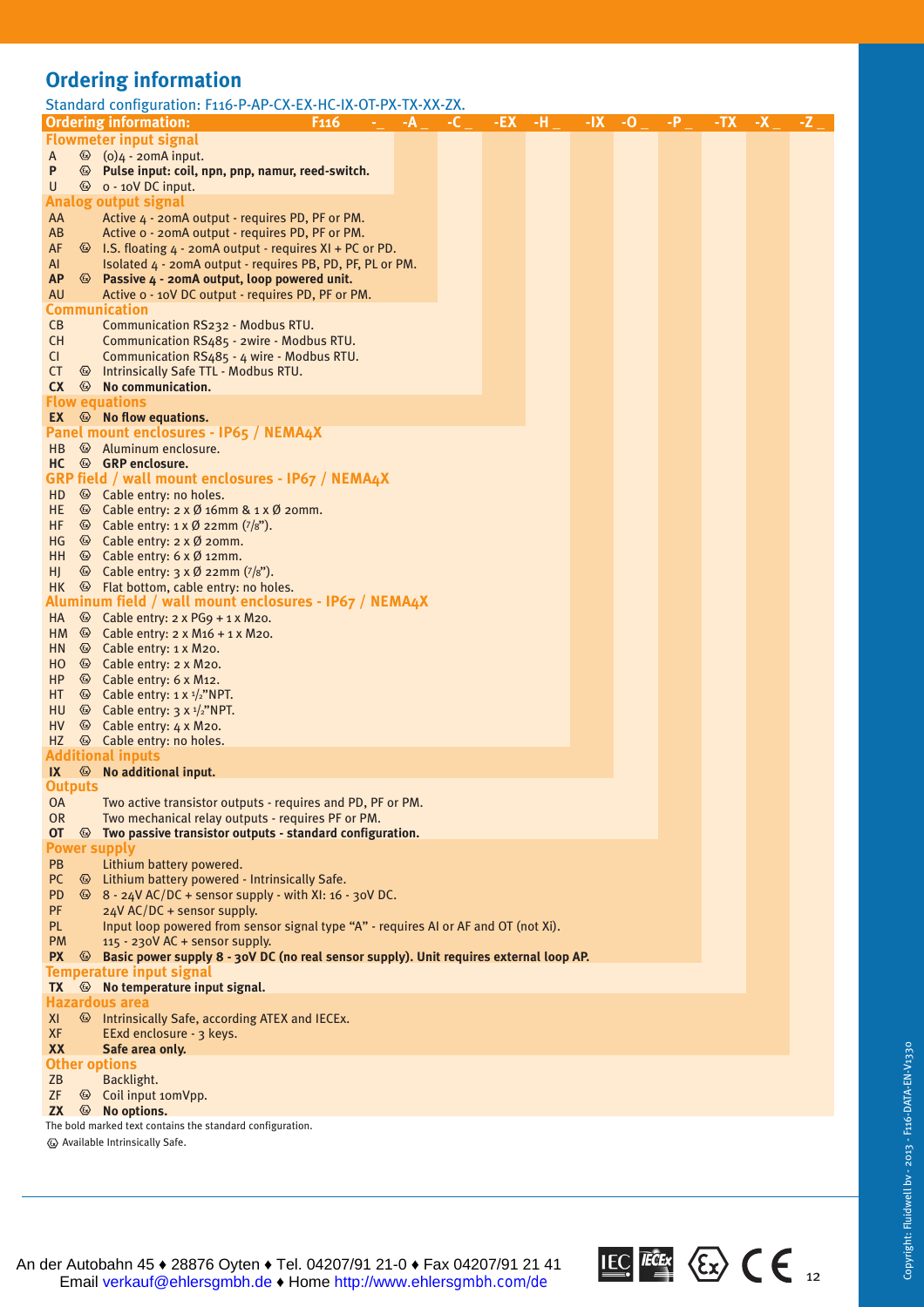## Ordering information

Standard configuration: F116-P-AP-CX-EX-HC-IX-OT-PX-TX-XX-ZX.

**Ordering information:** F116 -_ -A_ -C_ -EX -H_ -IX -O_ -P_ -TX -X_ -Z_

| Code | IS | Description |
|---|---|---|
| **Flowmeter input signal** | | |
| A | Ex | (0)4 - 20mA input. |
| **P** | Ex | **Pulse input: coil, npn, pnp, namur, reed-switch.** |
| U | Ex | 0 - 10V DC input. |
| **Analog output signal** | | |
| AA | | Active 4 - 20mA output - requires PD, PF or PM. |
| AB | | Active 0 - 20mA output - requires PD, PF or PM. |
| AF | Ex | I.S. floating 4 - 20mA output - requires XI + PC or PD. |
| AI | | Isolated 4 - 20mA output - requires PB, PD, PF, PL or PM. |
| **AP** | Ex | **Passive 4 - 20mA output, loop powered unit.** |
| AU | | Active 0 - 10V DC output - requires PD, PF or PM. |
| **Communication** | | |
| CB | | Communication RS232 - Modbus RTU. |
| CH | | Communication RS485 - 2wire - Modbus RTU. |
| CI | | Communication RS485 - 4 wire - Modbus RTU. |
| CT | Ex | Intrinsically Safe TTL - Modbus RTU. |
| **CX** | Ex | **No communication.** |
| **Flow equations** | | |
| **EX** | Ex | **No flow equations.** |
| **Panel mount enclosures - IP65 / NEMA4X** | | |
| HB | Ex | Aluminum enclosure. |
| **HC** | Ex | **GRP enclosure.** |
| **GRP field / wall mount enclosures - IP67 / NEMA4X** | | |
| HD | Ex | Cable entry: no holes. |
| HE | Ex | Cable entry: 2 x Ø 16mm & 1 x Ø 20mm. |
| HF | Ex | Cable entry: 1 x Ø 22mm (7/8"). |
| HG | Ex | Cable entry: 2 x Ø 20mm. |
| HH | Ex | Cable entry: 6 x Ø 12mm. |
| HJ | Ex | Cable entry: 3 x Ø 22mm (7/8"). |
| HK | Ex | Flat bottom, cable entry: no holes. |
| **Aluminum field / wall mount enclosures - IP67 / NEMA4X** | | |
| HA | Ex | Cable entry: 2 x PG9 + 1 x M20. |
| HM | Ex | Cable entry: 2 x M16 + 1 x M20. |
| HN | Ex | Cable entry: 1 x M20. |
| HO | Ex | Cable entry: 2 x M20. |
| HP | Ex | Cable entry: 6 x M12. |
| HT | Ex | Cable entry: 1 x 1/2"NPT. |
| HU | Ex | Cable entry: 3 x 1/2"NPT. |
| HV | Ex | Cable entry: 4 x M20. |
| HZ | Ex | Cable entry: no holes. |
| **Additional inputs** | | |
| **IX** | Ex | **No additional input.** |
| **Outputs** | | |
| OA | | Two active transistor outputs - requires and PD, PF or PM. |
| OR | | Two mechanical relay outputs - requires PF or PM. |
| **OT** | Ex | **Two passive transistor outputs - standard configuration.** |
| **Power supply** | | |
| PB | | Lithium battery powered. |
| PC | Ex | Lithium battery powered - Intrinsically Safe. |
| PD | Ex | 8 - 24V AC/DC + sensor supply - with XI: 16 - 30V DC. |
| PF | | 24V AC/DC + sensor supply. |
| PL | | Input loop powered from sensor signal type "A" - requires AI or AF and OT (not Xi). |
| PM | | 115 - 230V AC + sensor supply. |
| **PX** | Ex | **Basic power supply 8 - 30V DC (no real sensor supply). Unit requires external loop AP.** |
| **Temperature input signal** | | |
| **TX** | Ex | **No temperature input signal.** |
| **Hazardous area** | | |
| XI | Ex | Intrinsically Safe, according ATEX and IECEx. |
| XF | | EExd enclosure - 3 keys. |
| **XX** | | **Safe area only.** |
| **Other options** | | |
| ZB | | Backlight. |
| ZF | Ex | Coil input 10mVpp. |
| **ZX** | Ex | **No options.** |

The bold marked text contains the standard configuration.

Ex Available Intrinsically Safe.

An der Autobahn 45 ♦ 28876 Oyten ♦ Tel. 04207/91 21-0 ♦ Fax 04207/91 21 41
Email verkauf@ehlersgmbh.de ♦ Home http://www.ehlersgmbh.com/de

Copyright: Fluidwell bv - 2013 - F116-DATA-EN-V1330